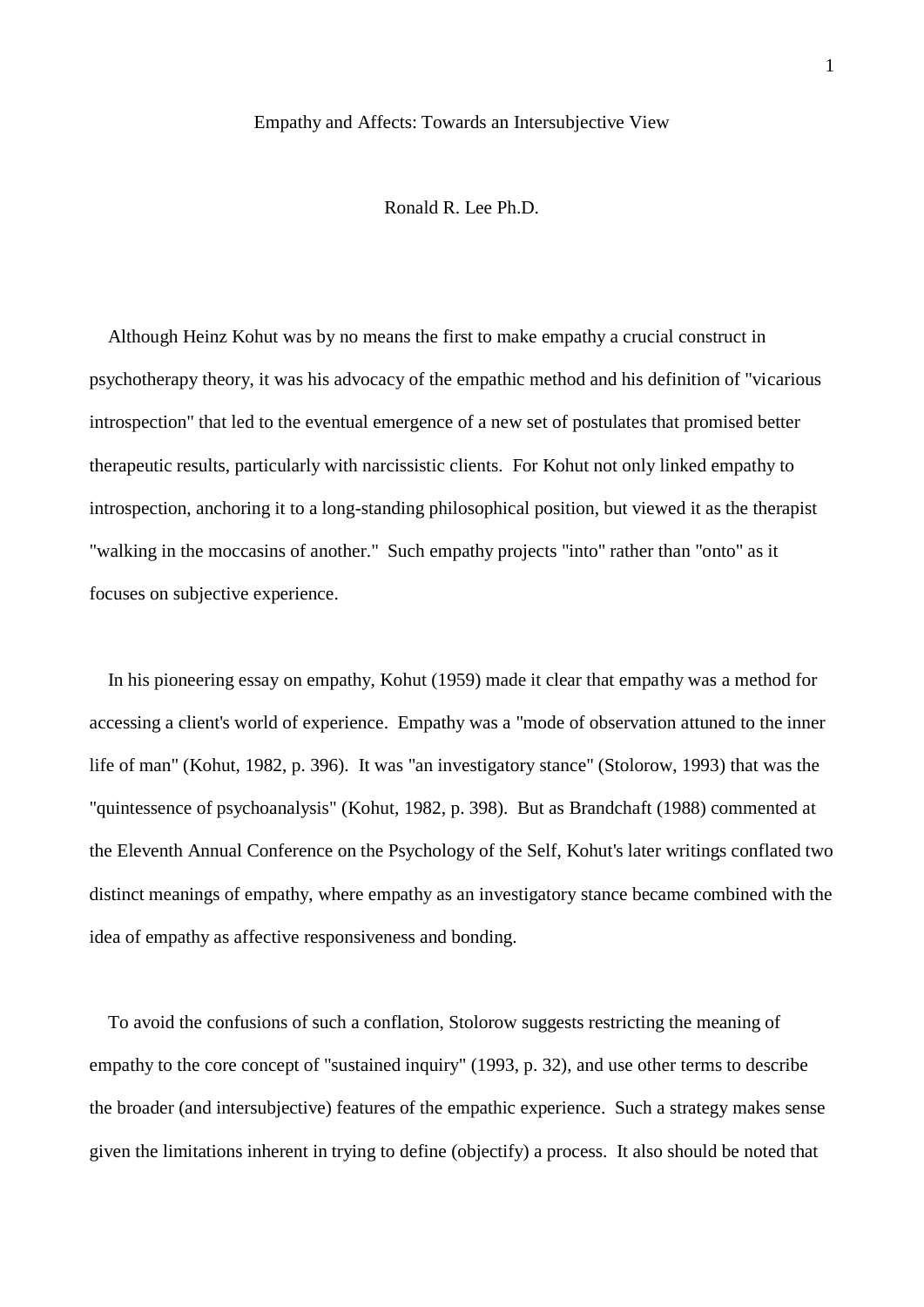# Empathy and Affects: Towards an Intersubjective View

Ronald R. Lee Ph.D.

Although Heinz Kohut was by no means the first to make empathy a crucial construct in psychotherapy theory, it was his advocacy of the empathic method and his definition of "vicarious introspection" that led to the eventual emergence of a new set of postulates that promised better therapeutic results, particularly with narcissistic clients. For Kohut not only linked empathy to introspection, anchoring it to a long-standing philosophical position, but viewed it as the therapist "walking in the moccasins of another." Such empathy projects "into" rather than "onto" as it focuses on subjective experience.

In his pioneering essay on empathy, Kohut (1959) made it clear that empathy was a method for accessing a client's world of experience. Empathy was a "mode of observation attuned to the inner life of man" (Kohut, 1982, p. 396). It was "an investigatory stance" (Stolorow, 1993) that was the "quintessence of psychoanalysis" (Kohut, 1982, p. 398). But as Brandchaft (1988) commented at the Eleventh Annual Conference on the Psychology of the Self, Kohut's later writings conflated two distinct meanings of empathy, where empathy as an investigatory stance became combined with the idea of empathy as affective responsiveness and bonding.

To avoid the confusions of such a conflation, Stolorow suggests restricting the meaning of empathy to the core concept of "sustained inquiry" (1993, p. 32), and use other terms to describe the broader (and intersubjective) features of the empathic experience. Such a strategy makes sense given the limitations inherent in trying to define (objectify) a process. It also should be noted that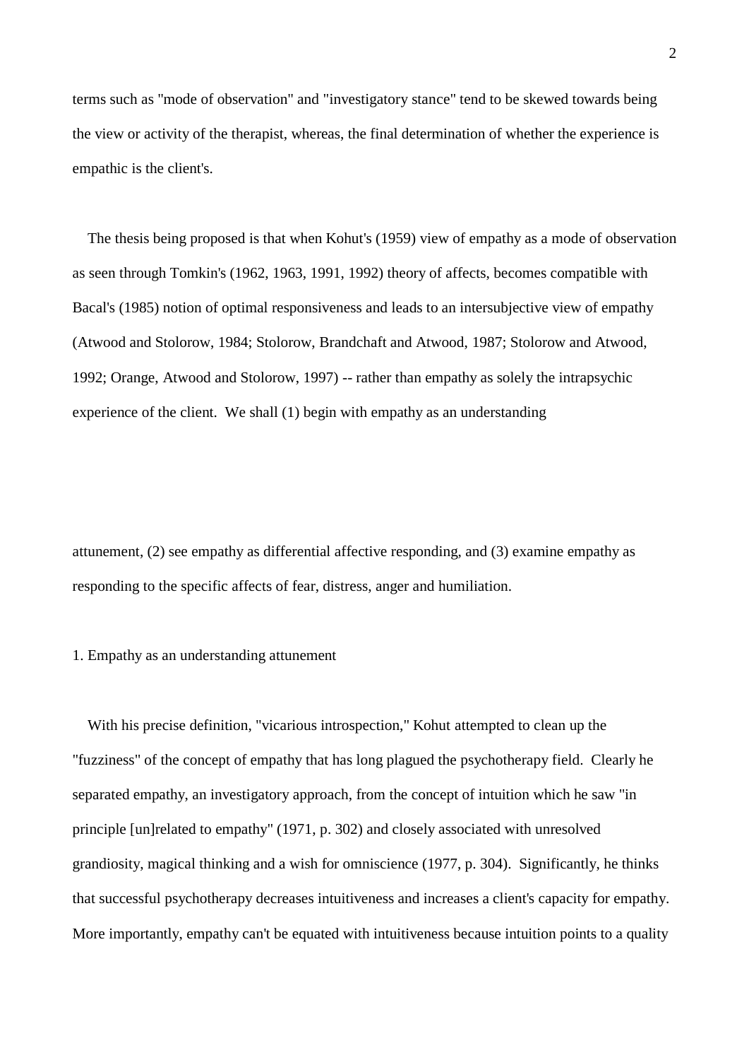terms such as "mode of observation" and "investigatory stance" tend to be skewed towards being the view or activity of the therapist, whereas, the final determination of whether the experience is empathic is the client's.

The thesis being proposed is that when Kohut's (1959) view of empathy as a mode of observation as seen through Tomkin's (1962, 1963, 1991, 1992) theory of affects, becomes compatible with Bacal's (1985) notion of optimal responsiveness and leads to an intersubjective view of empathy (Atwood and Stolorow, 1984; Stolorow, Brandchaft and Atwood, 1987; Stolorow and Atwood, 1992; Orange, Atwood and Stolorow, 1997) -- rather than empathy as solely the intrapsychic experience of the client. We shall (1) begin with empathy as an understanding attunement, (2) see empathy as differential affective responding, and (3) examine empathy as responding to the specific affects of fear, distress, anger and humiliation.

1. Empathy as an understanding attunement

With his precise definition, "vicarious introspection," Kohut attempted to clean up the "fuzziness" of the concept of empathy that has long plagued the psychotherapy field. Clearly he separated empathy, an investigatory approach, from the concept of intuition which he saw "in principle [un]related to empathy" (1971, p. 302) and closely associated with unresolved grandiosity, magical thinking and a wish for omniscience (1977, p. 304). Significantly, he thinks that successful psychotherapy decreases intuitiveness and increases a client's capacity for empathy. More importantly, empathy can't be equated with intuitiveness because intuition points to a quality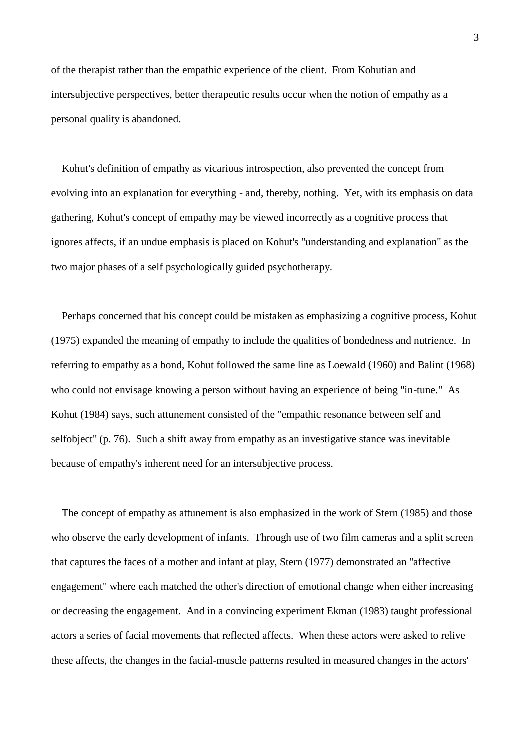of the therapist rather than the empathic experience of the client. From Kohutian and intersubjective perspectives, better therapeutic results occur when the notion of empathy as a personal quality is abandoned.

Kohut's definition of empathy as vicarious introspection, also prevented the concept from evolving into an explanation for everything - and, thereby, nothing. Yet, with its emphasis on data gathering, Kohut's concept of empathy may be viewed incorrectly as a cognitive process that ignores affects, if an undue emphasis is placed on Kohut's "understanding and explanation" as the two major phases of a self psychologically guided psychotherapy.

Perhaps concerned that his concept could be mistaken as emphasizing a cognitive process, Kohut (1975) expanded the meaning of empathy to include the qualities of bondedness and nutrience. In referring to empathy as a bond, Kohut followed the same line as Loewald (1960) and Balint (1968) who could not envisage knowing a person without having an experience of being "in-tune." As Kohut (1984) says, such attunement consisted of the "empathic resonance between self and selfobject" (p. 76). Such a shift away from empathy as an investigative stance was inevitable because of empathy's inherent need for an intersubjective process.

The concept of empathy as attunement is also emphasized in the work of Stern (1985) and those who observe the early development of infants. Through use of two film cameras and a split screen that captures the faces of a mother and infant at play, Stern (1977) demonstrated an "affective engagement" where each matched the other's direction of emotional change when either increasing or decreasing the engagement. And in a convincing experiment Ekman (1983) taught professional actors a series of facial movements that reflected affects. When these actors were asked to relive these affects, the changes in the facial-muscle patterns resulted in measured changes in the actors'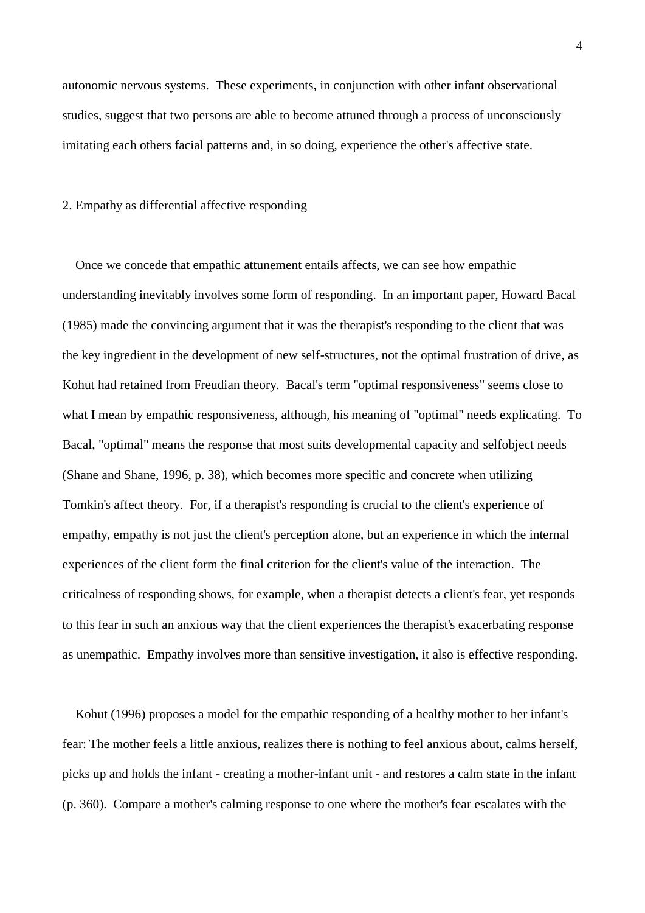autonomic nervous systems. These experiments, in conjunction with other infant observational studies, suggest that two persons are able to become attuned through a process of unconsciously imitating each others facial patterns and, in so doing, experience the other's affective state.

## 2. Empathy as differential affective responding

Once we concede that empathic attunement entails affects, we can see how empathic understanding inevitably involves some form of responding. In an important paper, Howard Bacal (1985) made the convincing argument that it was the therapist's responding to the client that was the key ingredient in the development of new self-structures, not the optimal frustration of drive, as Kohut had retained from Freudian theory. Bacal's term "optimal responsiveness" seems close to what I mean by empathic responsiveness, although, his meaning of "optimal" needs explicating. To Bacal, "optimal" means the response that most suits developmental capacity and selfobject needs (Shane and Shane, 1996, p. 38), which becomes more specific and concrete when utilizing Tomkin's affect theory. For, if a therapist's responding is crucial to the client's experience of empathy, empathy is not just the client's perception alone, but an experience in which the internal experiences of the client form the final criterion for the client's value of the interaction. The criticalness of responding shows, for example, when a therapist detects a client's fear, yet responds to this fear in such an anxious way that the client experiences the therapist's exacerbating response as unempathic. Empathy involves more than sensitive investigation, it also is effective responding.

Kohut (1996) proposes a model for the empathic responding of a healthy mother to her infant's fear: The mother feels a little anxious, realizes there is nothing to feel anxious about, calms herself, picks up and holds the infant - creating a mother-infant unit - and restores a calm state in the infant (p. 360). Compare a mother's calming response to one where the mother's fear escalates with the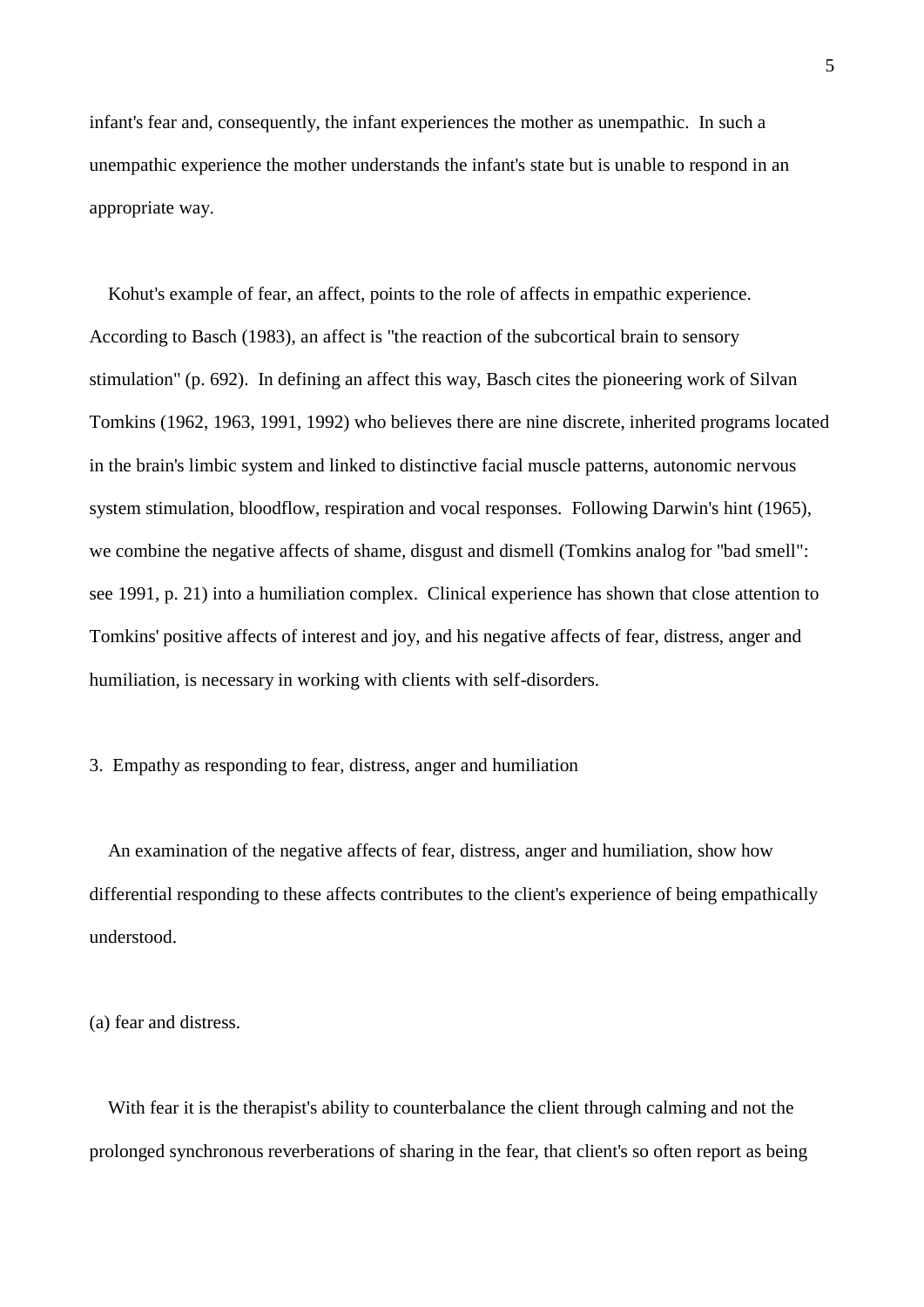infant's fear and, consequently, the infant experiences the mother as unempathic. In such a unempathic experience the mother understands the infant's state but is unable to respond in an appropriate way.

Kohut's example of fear, an affect, points to the role of affects in empathic experience. According to Basch (1983), an affect is "the reaction of the subcortical brain to sensory stimulation" (p. 692). In defining an affect this way, Basch cites the pioneering work of Silvan Tomkins (1962, 1963, 1991, 1992) who believes there are nine discrete, inherited programs located in the brain's limbic system and linked to distinctive facial muscle patterns, autonomic nervous system stimulation, bloodflow, respiration and vocal responses. Following Darwin's hint (1965), we combine the negative affects of shame, disgust and dismell (Tomkins analog for "bad smell": see 1991, p. 21) into a humiliation complex. Clinical experience has shown that close attention to Tomkins' positive affects of interest and joy, and his negative affects of fear, distress, anger and humiliation, is necessary in working with clients with self-disorders.

## 3. Empathy as responding to fear, distress, anger and humiliation

An examination of the negative affects of fear, distress, anger and humiliation, show how differential responding to these affects contributes to the client's experience of being empathically understood.

### (a) fear and distress.

With fear it is the therapist's ability to counterbalance the client through calming and not the prolonged synchronous reverberations of sharing in the fear, that client's so often report as being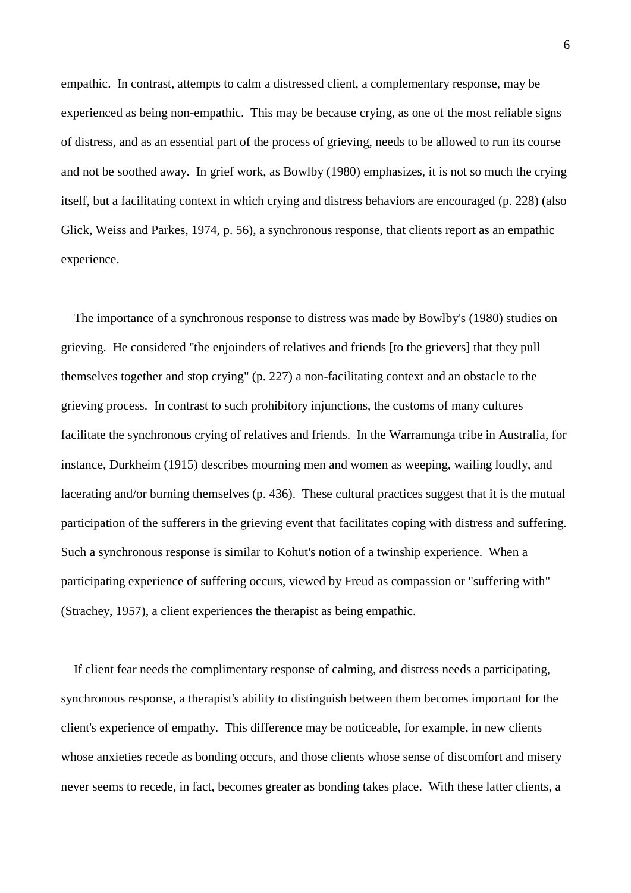empathic. In contrast, attempts to calm a distressed client, a complementary response, may be experienced as being non-empathic. This may be because crying, as one of the most reliable signs of distress, and as an essential part of the process of grieving, needs to be allowed to run its course and not be soothed away. In grief work, as Bowlby (1980) emphasizes, it is not so much the crying itself, but a facilitating context in which crying and distress behaviors are encouraged (p. 228) (also Glick, Weiss and Parkes, 1974, p. 56), a synchronous response, that clients report as an empathic experience.

The importance of a synchronous response to distress was made by Bowlby's (1980) studies on grieving. He considered "the enjoinders of relatives and friends [to the grievers] that they pull themselves together and stop crying" (p. 227) a non-facilitating context and an obstacle to the grieving process. In contrast to such prohibitory injunctions, the customs of many cultures facilitate the synchronous crying of relatives and friends. In the Warramunga tribe in Australia, for instance, Durkheim (1915) describes mourning men and women as weeping, wailing loudly, and lacerating and/or burning themselves (p. 436). These cultural practices suggest that it is the mutual participation of the sufferers in the grieving event that facilitates coping with distress and suffering. Such a synchronous response is similar to Kohut's notion of a twinship experience. When a participating experience of suffering occurs, viewed by Freud as compassion or "suffering with" (Strachey, 1957), a client experiences the therapist as being empathic.

If client fear needs the complimentary response of calming, and distress needs a participating, synchronous response, a therapist's ability to distinguish between them becomes important for the client's experience of empathy. This difference may be noticeable, for example, in new clients whose anxieties recede as bonding occurs, and those clients whose sense of discomfort and misery never seems to recede, in fact, becomes greater as bonding takes place. With these latter clients, a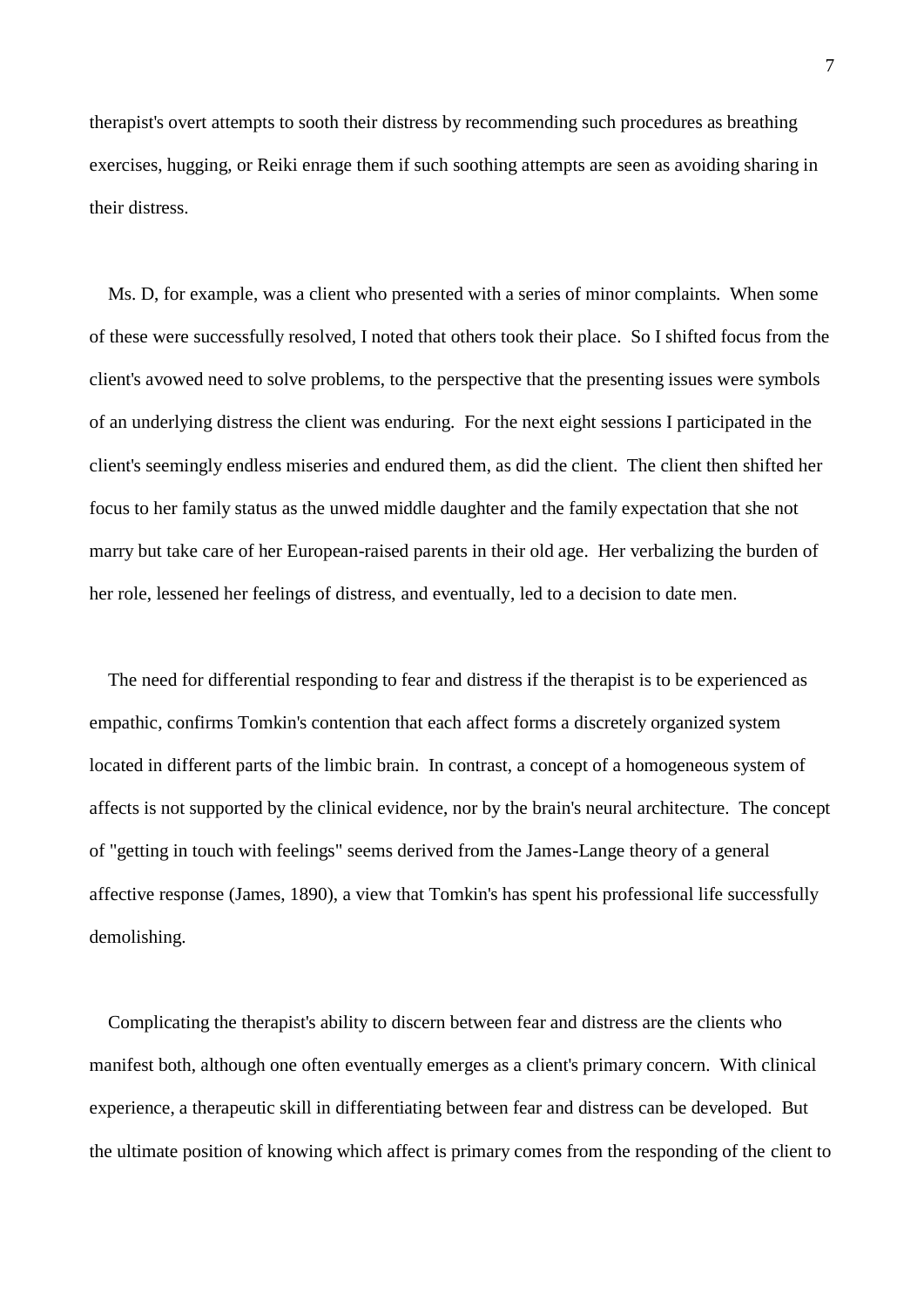therapist's overt attempts to sooth their distress by recommending such procedures as breathing exercises, hugging, or Reiki enrage them if such soothing attempts are seen as avoiding sharing in their distress.

Ms. D, for example, was a client who presented with a series of minor complaints. When some of these were successfully resolved, I noted that others took their place. So I shifted focus from the client's avowed need to solve problems, to the perspective that the presenting issues were symbols of an underlying distress the client was enduring. For the next eight sessions I participated in the client's seemingly endless miseries and endured them, as did the client. The client then shifted her focus to her family status as the unwed middle daughter and the family expectation that she not marry but take care of her European-raised parents in their old age. Her verbalizing the burden of her role, lessened her feelings of distress, and eventually, led to a decision to date men.

The need for differential responding to fear and distress if the therapist is to be experienced as empathic, confirms Tomkin's contention that each affect forms a discretely organized system located in different parts of the limbic brain. In contrast, a concept of a homogeneous system of affects is not supported by the clinical evidence, nor by the brain's neural architecture. The concept of "getting in touch with feelings" seems derived from the James-Lange theory of a general affective response (James, 1890), a view that Tomkin's has spent his professional life successfully demolishing.

Complicating the therapist's ability to discern between fear and distress are the clients who manifest both, although one often eventually emerges as a client's primary concern. With clinical experience, a therapeutic skill in differentiating between fear and distress can be developed. But the ultimate position of knowing which affect is primary comes from the responding of the client to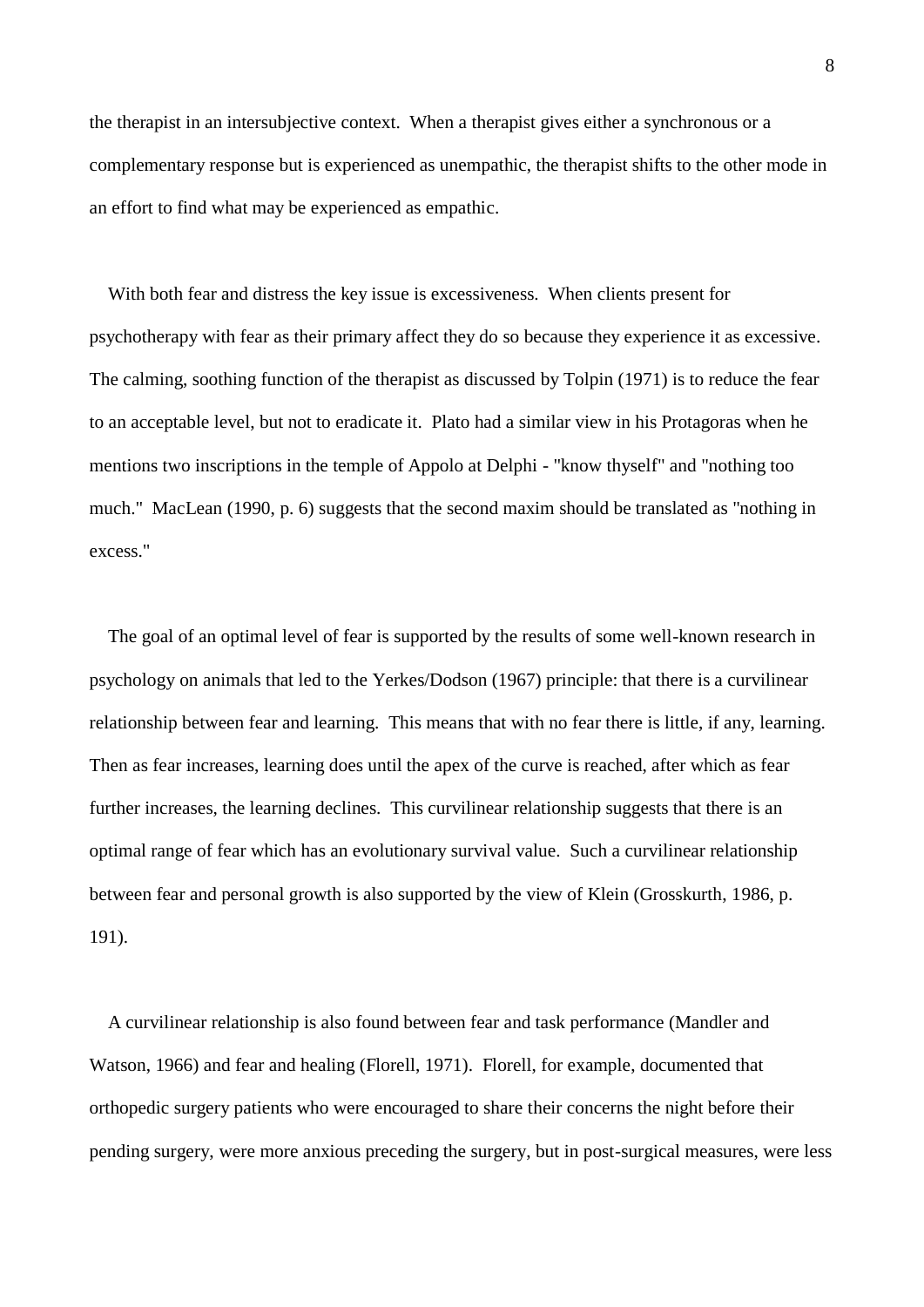the therapist in an intersubjective context. When a therapist gives either a synchronous or a complementary response but is experienced as unempathic, the therapist shifts to the other mode in an effort to find what may be experienced as empathic.

With both fear and distress the key issue is excessiveness. When clients present for psychotherapy with fear as their primary affect they do so because they experience it as excessive. The calming, soothing function of the therapist as discussed by Tolpin (1971) is to reduce the fear to an acceptable level, but not to eradicate it. Plato had a similar view in his Protagoras when he mentions two inscriptions in the temple of Appolo at Delphi - "know thyself" and "nothing too much." MacLean (1990, p. 6) suggests that the second maxim should be translated as "nothing in excess."

The goal of an optimal level of fear is supported by the results of some well-known research in psychology on animals that led to the Yerkes/Dodson (1967) principle: that there is a curvilinear relationship between fear and learning. This means that with no fear there is little, if any, learning. Then as fear increases, learning does until the apex of the curve is reached, after which as fear further increases, the learning declines. This curvilinear relationship suggests that there is an optimal range of fear which has an evolutionary survival value. Such a curvilinear relationship between fear and personal growth is also supported by the view of Klein (Grosskurth, 1986, p. 191).

A curvilinear relationship is also found between fear and task performance (Mandler and Watson, 1966) and fear and healing (Florell, 1971). Florell, for example, documented that orthopedic surgery patients who were encouraged to share their concerns the night before their pending surgery, were more anxious preceding the surgery, but in post-surgical measures, were less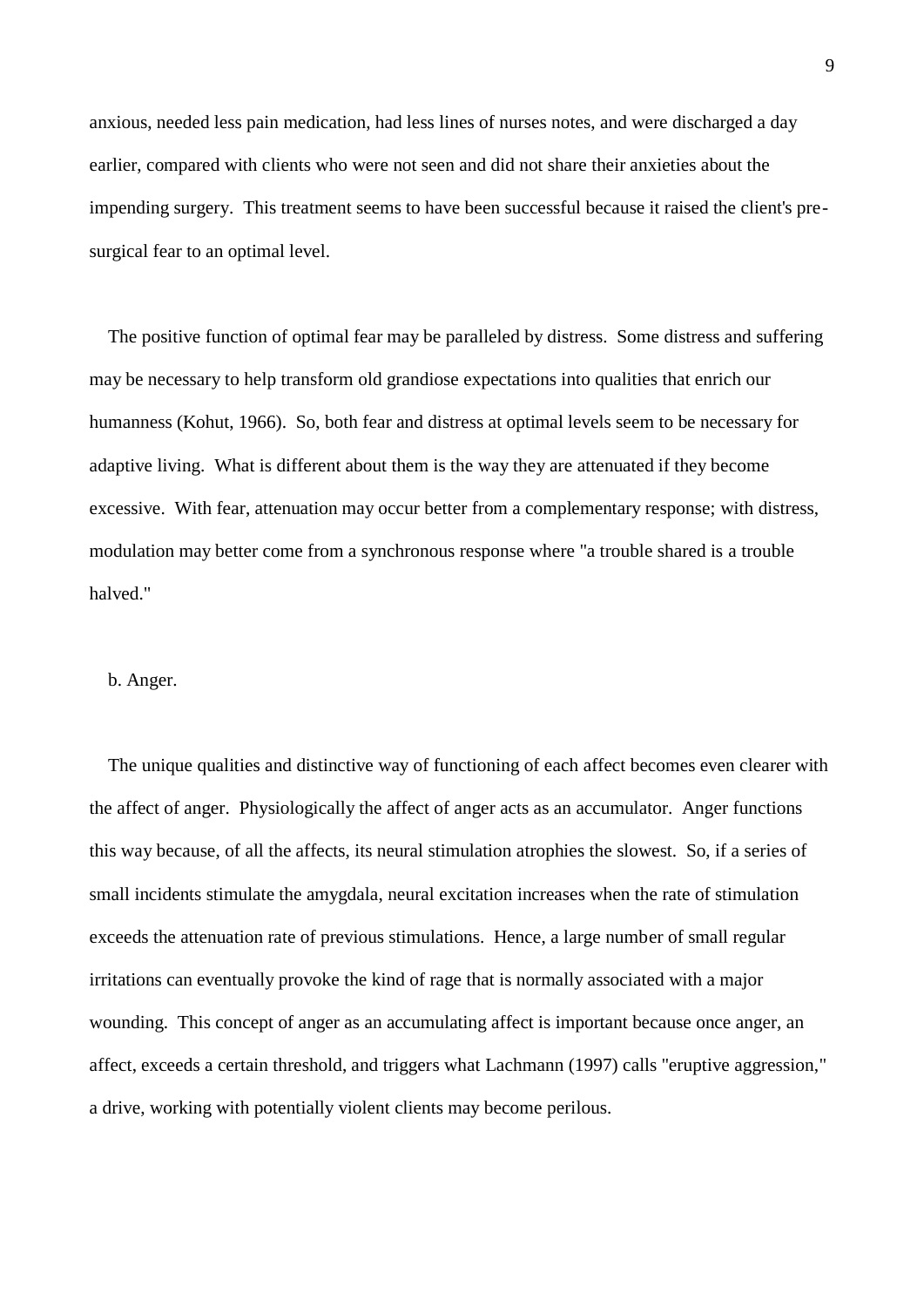anxious, needed less pain medication, had less lines of nurses notes, and were discharged a day earlier, compared with clients who were not seen and did not share their anxieties about the impending surgery. This treatment seems to have been successful because it raised the client's pre-surgical fear to an optimal level.

The positive function of optimal fear may be paralleled by distress. Some distress and suffering may be necessary to help transform old grandiose expectations into qualities that enrich our humanness (Kohut, 1966). So, both fear and distress at optimal levels seem to be necessary for adaptive living. What is different about them is the way they are attenuated if they become excessive. With fear, attenuation may occur better from a complementary response; with distress, modulation may better come from a synchronous response where "a trouble shared is a trouble halved."

b. Anger.

The unique qualities and distinctive way of functioning of each affect becomes even clearer with the affect of anger. Physiologically the affect of anger acts as an accumulator. Anger functions this way because, of all the affects, its neural stimulation atrophies the slowest. So, if a series of small incidents stimulate the amygdala, neural excitation increases when the rate of stimulation exceeds the attenuation rate of previous stimulations. Hence, a large number of small regular irritations can eventually provoke the kind of rage that is normally associated with a major wounding. This concept of anger as an accumulating affect is important because once anger, an affect, exceeds a certain threshold, and triggers what Lachmann (1997) calls "eruptive aggression," a drive, working with potentially violent clients may become perilous.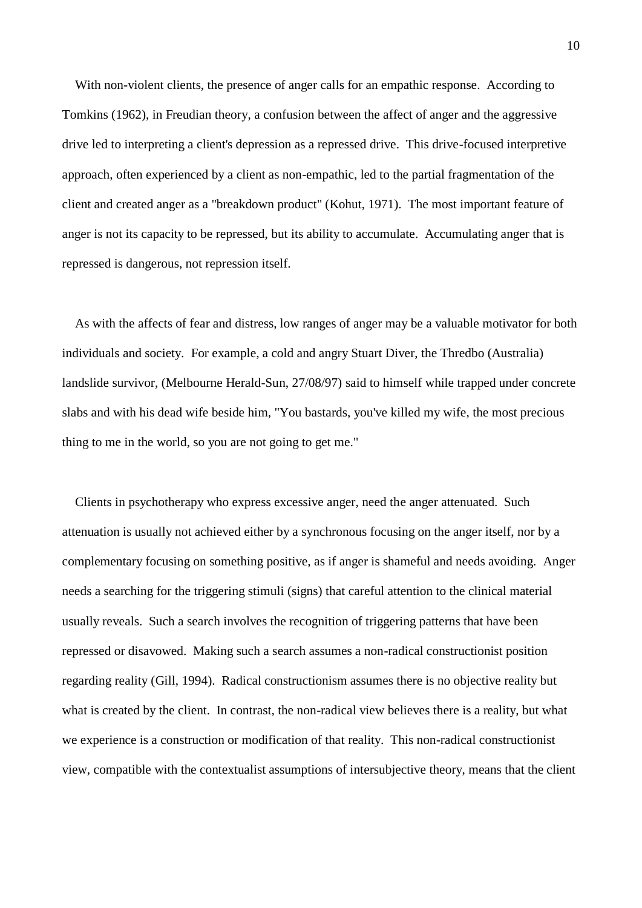With non-violent clients, the presence of anger calls for an empathic response. According to Tomkins (1962), in Freudian theory, a confusion between the affect of anger and the aggressive drive led to interpreting a client's depression as a repressed drive. This drive-focused interpretive approach, often experienced by a client as non-empathic, led to the partial fragmentation of the client and created anger as a "breakdown product" (Kohut, 1971). The most important feature of anger is not its capacity to be repressed, but its ability to accumulate. Accumulating anger that is repressed is dangerous, not repression itself.

As with the affects of fear and distress, low ranges of anger may be a valuable motivator for both individuals and society. For example, a cold and angry Stuart Diver, the Thredbo (Australia) landslide survivor, (Melbourne Herald-Sun, 27/08/97) said to himself while trapped under concrete slabs and with his dead wife beside him, "You bastards, you've killed my wife, the most precious thing to me in the world, so you are not going to get me."

Clients in psychotherapy who express excessive anger, need the anger attenuated. Such attenuation is usually not achieved either by a synchronous focusing on the anger itself, nor by a complementary focusing on something positive, as if anger is shameful and needs avoiding. Anger needs a searching for the triggering stimuli (signs) that careful attention to the clinical material usually reveals. Such a search involves the recognition of triggering patterns that have been repressed or disavowed. Making such a search assumes a non-radical constructionist position regarding reality (Gill, 1994). Radical constructionism assumes there is no objective reality but what is created by the client. In contrast, the non-radical view believes there is a reality, but what we experience is a construction or modification of that reality. This non-radical constructionist view, compatible with the contextualist assumptions of intersubjective theory, means that the client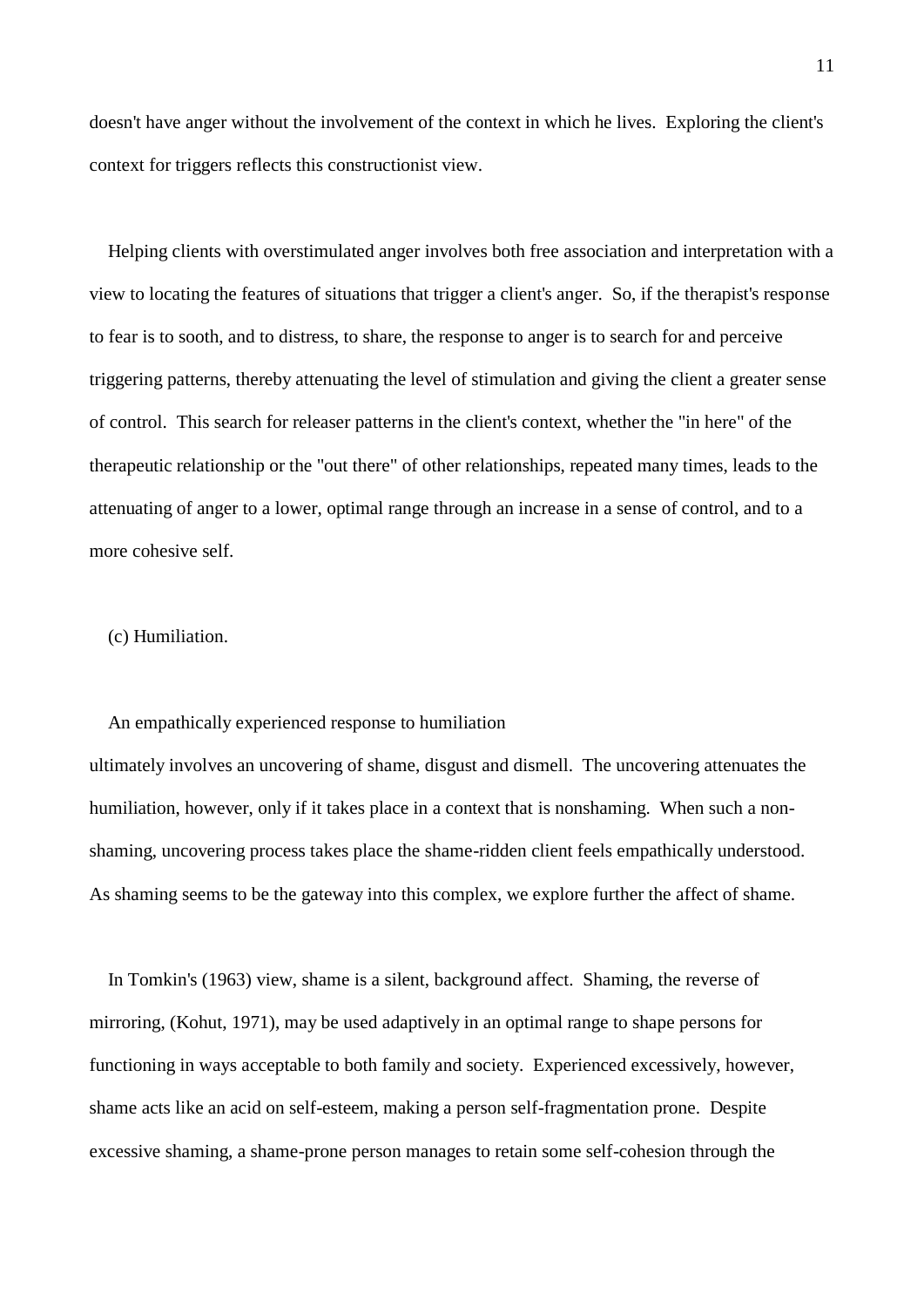doesn't have anger without the involvement of the context in which he lives. Exploring the client's context for triggers reflects this constructionist view.

Helping clients with overstimulated anger involves both free association and interpretation with a view to locating the features of situations that trigger a client's anger. So, if the therapist's response to fear is to sooth, and to distress, to share, the response to anger is to search for and perceive triggering patterns, thereby attenuating the level of stimulation and giving the client a greater sense of control. This search for releaser patterns in the client's context, whether the "in here" of the therapeutic relationship or the "out there" of other relationships, repeated many times, leads to the attenuating of anger to a lower, optimal range through an increase in a sense of control, and to a more cohesive self.

(c) Humiliation.

An empathically experienced response to humiliation ultimately involves an uncovering of shame, disgust and dismell. The uncovering attenuates the humiliation, however, only if it takes place in a context that is nonshaming. When such a non-shaming, uncovering process takes place the shame-ridden client feels empathically understood. As shaming seems to be the gateway into this complex, we explore further the affect of shame.

In Tomkin's (1963) view, shame is a silent, background affect. Shaming, the reverse of mirroring, (Kohut, 1971), may be used adaptively in an optimal range to shape persons for functioning in ways acceptable to both family and society. Experienced excessively, however, shame acts like an acid on self-esteem, making a person self-fragmentation prone. Despite excessive shaming, a shame-prone person manages to retain some self-cohesion through the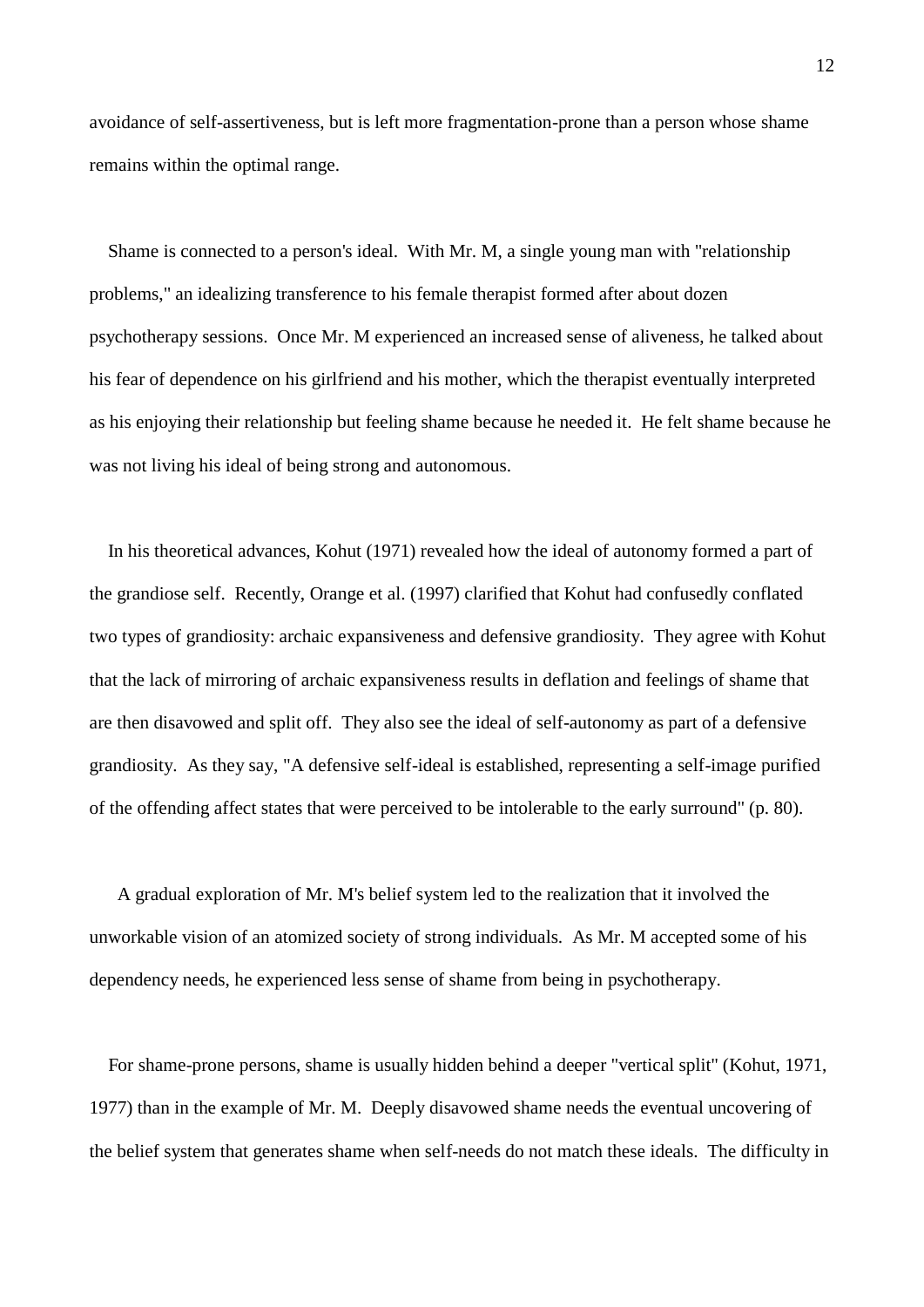avoidance of self-assertiveness, but is left more fragmentation-prone than a person whose shame remains within the optimal range.

Shame is connected to a person's ideal. With Mr. M, a single young man with "relationship problems," an idealizing transference to his female therapist formed after about dozen psychotherapy sessions. Once Mr. M experienced an increased sense of aliveness, he talked about his fear of dependence on his girlfriend and his mother, which the therapist eventually interpreted as his enjoying their relationship but feeling shame because he needed it. He felt shame because he was not living his ideal of being strong and autonomous.

In his theoretical advances, Kohut (1971) revealed how the ideal of autonomy formed a part of the grandiose self. Recently, Orange et al. (1997) clarified that Kohut had confusedly conflated two types of grandiosity: archaic expansiveness and defensive grandiosity. They agree with Kohut that the lack of mirroring of archaic expansiveness results in deflation and feelings of shame that are then disavowed and split off. They also see the ideal of self-autonomy as part of a defensive grandiosity. As they say, "A defensive self-ideal is established, representing a self-image purified of the offending affect states that were perceived to be intolerable to the early surround" (p. 80).

A gradual exploration of Mr. M's belief system led to the realization that it involved the unworkable vision of an atomized society of strong individuals. As Mr. M accepted some of his dependency needs, he experienced less sense of shame from being in psychotherapy.

For shame-prone persons, shame is usually hidden behind a deeper "vertical split" (Kohut, 1971, 1977) than in the example of Mr. M. Deeply disavowed shame needs the eventual uncovering of the belief system that generates shame when self-needs do not match these ideals. The difficulty in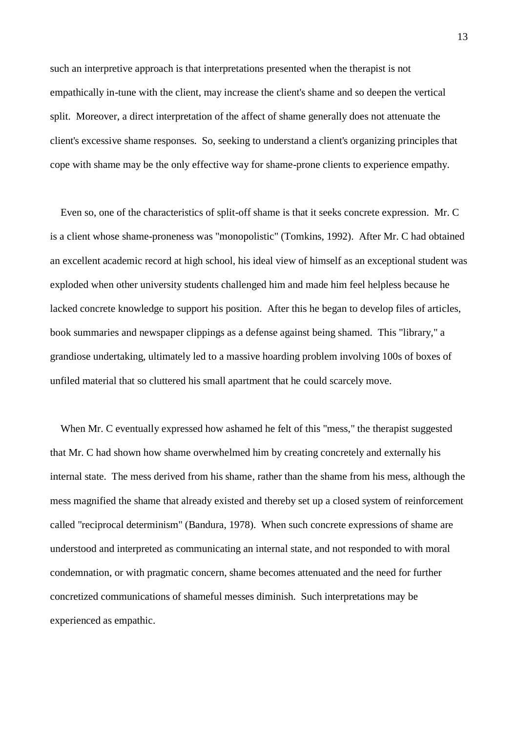such an interpretive approach is that interpretations presented when the therapist is not empathically in-tune with the client, may increase the client's shame and so deepen the vertical split. Moreover, a direct interpretation of the affect of shame generally does not attenuate the client's excessive shame responses. So, seeking to understand a client's organizing principles that cope with shame may be the only effective way for shame-prone clients to experience empathy.

Even so, one of the characteristics of split-off shame is that it seeks concrete expression. Mr. C is a client whose shame-proneness was "monopolistic" (Tomkins, 1992). After Mr. C had obtained an excellent academic record at high school, his ideal view of himself as an exceptional student was exploded when other university students challenged him and made him feel helpless because he lacked concrete knowledge to support his position. After this he began to develop files of articles, book summaries and newspaper clippings as a defense against being shamed. This "library," a grandiose undertaking, ultimately led to a massive hoarding problem involving 100s of boxes of unfiled material that so cluttered his small apartment that he could scarcely move.

When Mr. C eventually expressed how ashamed he felt of this "mess," the therapist suggested that Mr. C had shown how shame overwhelmed him by creating concretely and externally his internal state. The mess derived from his shame, rather than the shame from his mess, although the mess magnified the shame that already existed and thereby set up a closed system of reinforcement called "reciprocal determinism" (Bandura, 1978). When such concrete expressions of shame are understood and interpreted as communicating an internal state, and not responded to with moral condemnation, or with pragmatic concern, shame becomes attenuated and the need for further concretized communications of shameful messes diminish. Such interpretations may be experienced as empathic.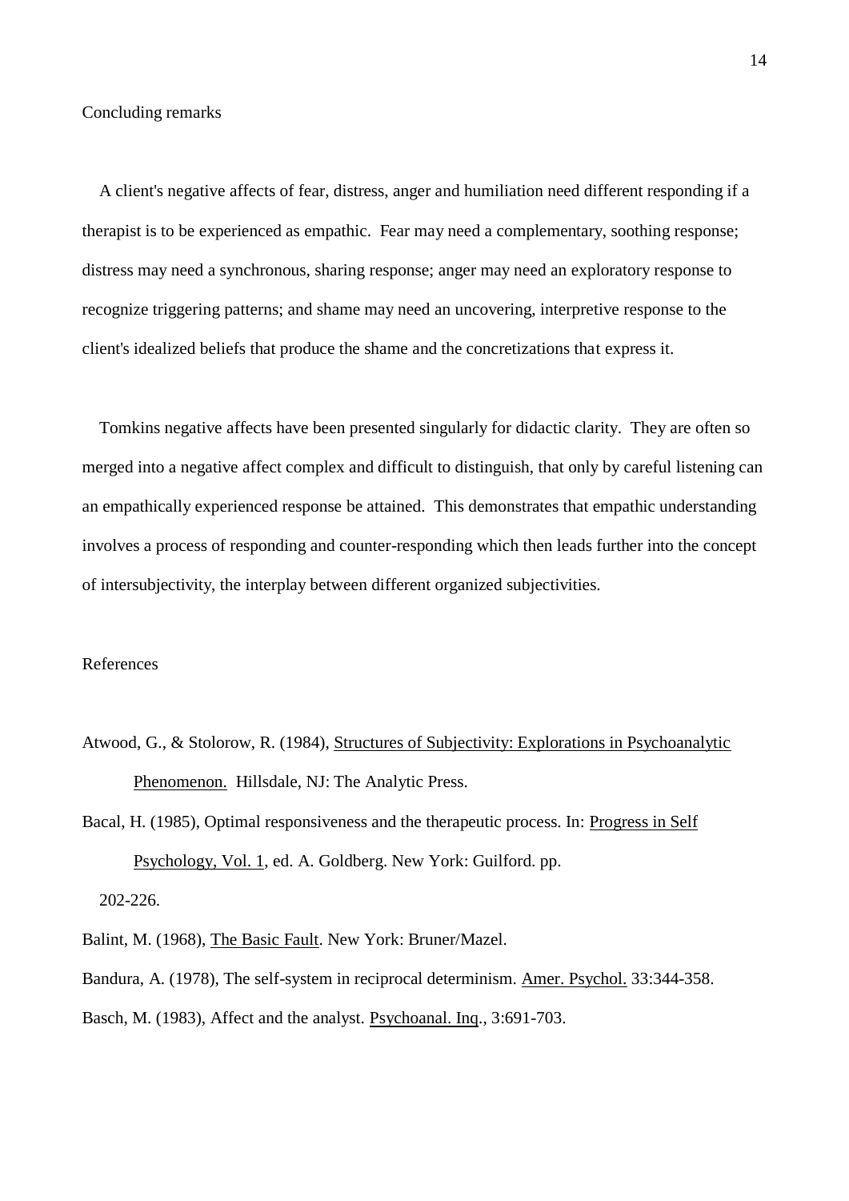## Concluding remarks

A client's negative affects of fear, distress, anger and humiliation need different responding if a therapist is to be experienced as empathic. Fear may need a complementary, soothing response; distress may need a synchronous, sharing response; anger may need an exploratory response to recognize triggering patterns; and shame may need an uncovering, interpretive response to the client's idealized beliefs that produce the shame and the concretizations that express it.

Tomkins negative affects have been presented singularly for didactic clarity. They are often so merged into a negative affect complex and difficult to distinguish, that only by careful listening can an empathically experienced response be attained. This demonstrates that empathic understanding involves a process of responding and counter-responding which then leads further into the concept of intersubjectivity, the interplay between different organized subjectivities.

## References

Atwood, G., & Stolorow, R. (1984), Structures of Subjectivity: Explorations in Psychoanalytic Phenomenon. Hillsdale, NJ: The Analytic Press.

Bacal, H. (1985), Optimal responsiveness and the therapeutic process. In: Progress in Self Psychology, Vol. 1, ed. A. Goldberg. New York: Guilford. pp. 202-226.

Balint, M. (1968), The Basic Fault. New York: Bruner/Mazel.

Bandura, A. (1978), The self-system in reciprocal determinism. Amer. Psychol. 33:344-358.

Basch, M. (1983), Affect and the analyst. Psychoanal. Inq., 3:691-703.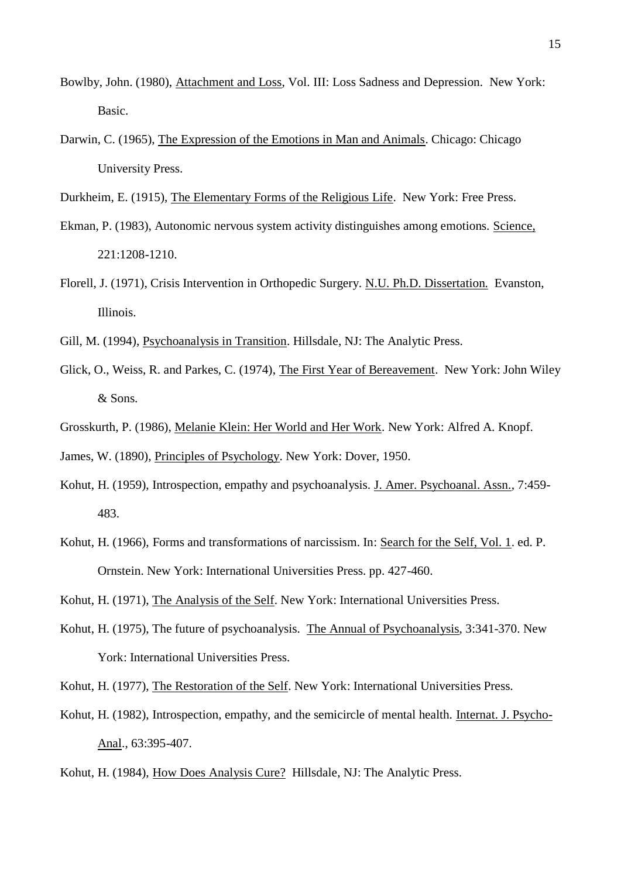Bowlby, John. (1980), Attachment and Loss, Vol. III: Loss Sadness and Depression. New York: Basic.

Darwin, C. (1965), The Expression of the Emotions in Man and Animals. Chicago: Chicago University Press.

Durkheim, E. (1915), The Elementary Forms of the Religious Life. New York: Free Press.

Ekman, P. (1983), Autonomic nervous system activity distinguishes among emotions. Science, 221:1208-1210.

Florell, J. (1971), Crisis Intervention in Orthopedic Surgery. N.U. Ph.D. Dissertation. Evanston, Illinois.

Gill, M. (1994), Psychoanalysis in Transition. Hillsdale, NJ: The Analytic Press.

Glick, O., Weiss, R. and Parkes, C. (1974), The First Year of Bereavement. New York: John Wiley & Sons.

Grosskurth, P. (1986), Melanie Klein: Her World and Her Work. New York: Alfred A. Knopf.

James, W. (1890), Principles of Psychology. New York: Dover, 1950.

Kohut, H. (1959), Introspection, empathy and psychoanalysis. J. Amer. Psychoanal. Assn., 7:459-483.

Kohut, H. (1966), Forms and transformations of narcissism. In: Search for the Self, Vol. 1. ed. P. Ornstein. New York: International Universities Press. pp. 427-460.

Kohut, H. (1971), The Analysis of the Self. New York: International Universities Press.

Kohut, H. (1975), The future of psychoanalysis. The Annual of Psychoanalysis, 3:341-370. New York: International Universities Press.

Kohut, H. (1977), The Restoration of the Self. New York: International Universities Press.

Kohut, H. (1982), Introspection, empathy, and the semicircle of mental health. Internat. J. Psycho-Anal., 63:395-407.

Kohut, H. (1984), How Does Analysis Cure? Hillsdale, NJ: The Analytic Press.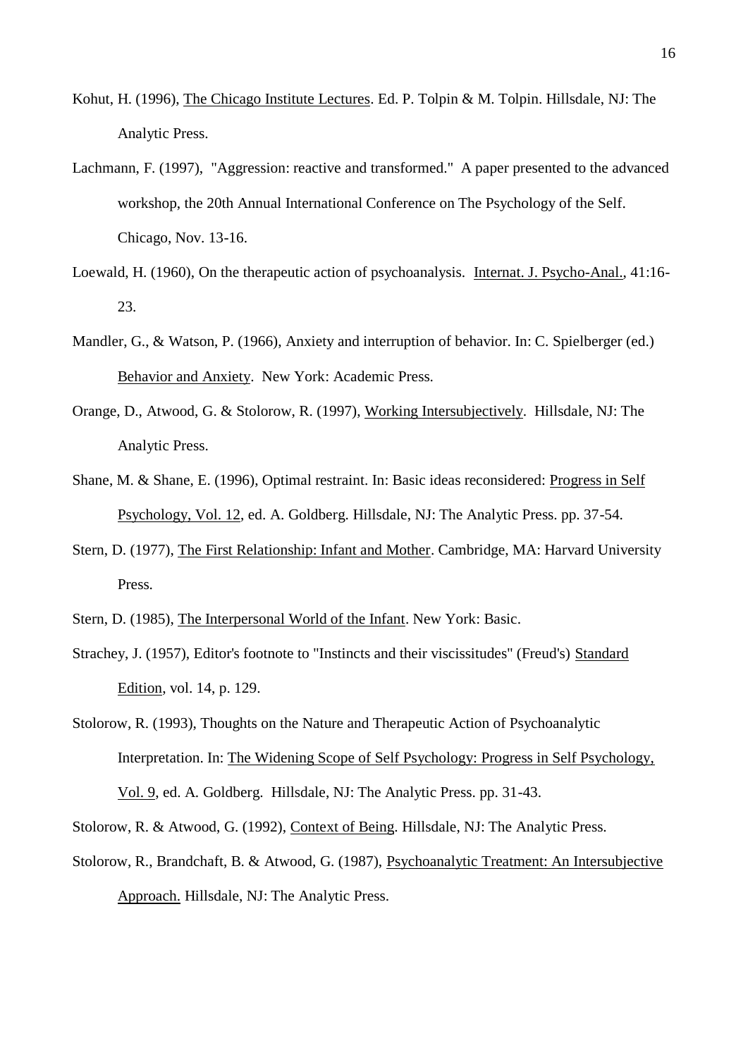Kohut, H. (1996), The Chicago Institute Lectures. Ed. P. Tolpin & M. Tolpin. Hillsdale, NJ: The Analytic Press.

Lachmann, F. (1997), "Aggression: reactive and transformed." A paper presented to the advanced workshop, the 20th Annual International Conference on The Psychology of the Self. Chicago, Nov. 13-16.

Loewald, H. (1960), On the therapeutic action of psychoanalysis. Internat. J. Psycho-Anal., 41:16-23.

Mandler, G., & Watson, P. (1966), Anxiety and interruption of behavior. In: C. Spielberger (ed.) Behavior and Anxiety. New York: Academic Press.

Orange, D., Atwood, G. & Stolorow, R. (1997), Working Intersubjectively. Hillsdale, NJ: The Analytic Press.

Shane, M. & Shane, E. (1996), Optimal restraint. In: Basic ideas reconsidered: Progress in Self Psychology, Vol. 12, ed. A. Goldberg. Hillsdale, NJ: The Analytic Press. pp. 37-54.

Stern, D. (1977), The First Relationship: Infant and Mother. Cambridge, MA: Harvard University Press.

Stern, D. (1985), The Interpersonal World of the Infant. New York: Basic.

Strachey, J. (1957), Editor's footnote to "Instincts and their viscissitudes" (Freud's) Standard Edition, vol. 14, p. 129.

Stolorow, R. (1993), Thoughts on the Nature and Therapeutic Action of Psychoanalytic Interpretation. In: The Widening Scope of Self Psychology: Progress in Self Psychology, Vol. 9, ed. A. Goldberg. Hillsdale, NJ: The Analytic Press. pp. 31-43.

Stolorow, R. & Atwood, G. (1992), Context of Being. Hillsdale, NJ: The Analytic Press.

Stolorow, R., Brandchaft, B. & Atwood, G. (1987), Psychoanalytic Treatment: An Intersubjective Approach. Hillsdale, NJ: The Analytic Press.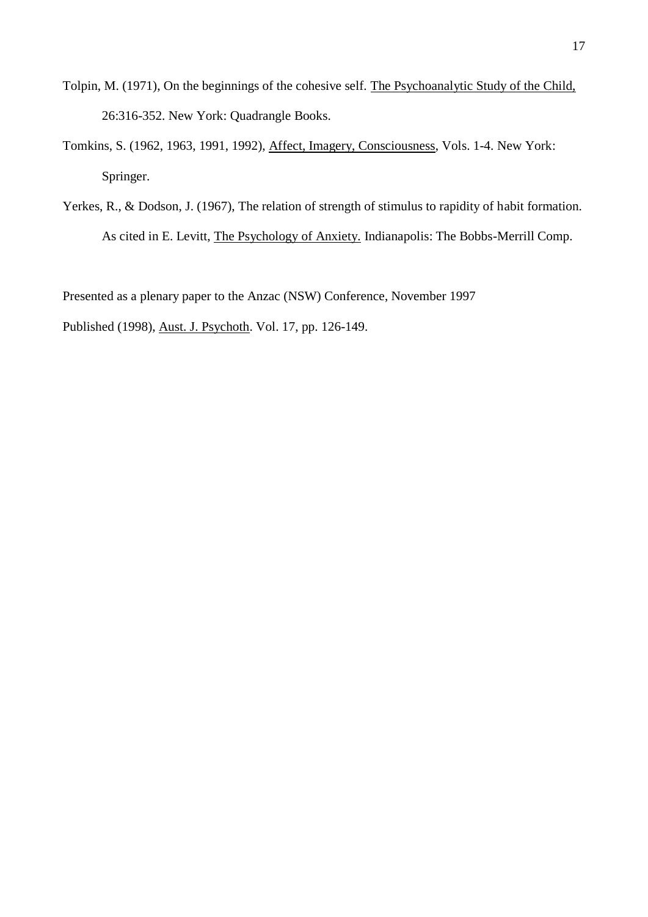Tolpin, M. (1971), On the beginnings of the cohesive self. The Psychoanalytic Study of the Child, 26:316-352. New York: Quadrangle Books.

Tomkins, S. (1962, 1963, 1991, 1992), Affect, Imagery, Consciousness, Vols. 1-4. New York: Springer.

Yerkes, R., & Dodson, J. (1967), The relation of strength of stimulus to rapidity of habit formation. As cited in E. Levitt, The Psychology of Anxiety. Indianapolis: The Bobbs-Merrill Comp.

Presented as a plenary paper to the Anzac (NSW) Conference, November 1997

Published (1998), Aust. J. Psychoth. Vol. 17, pp. 126-149.